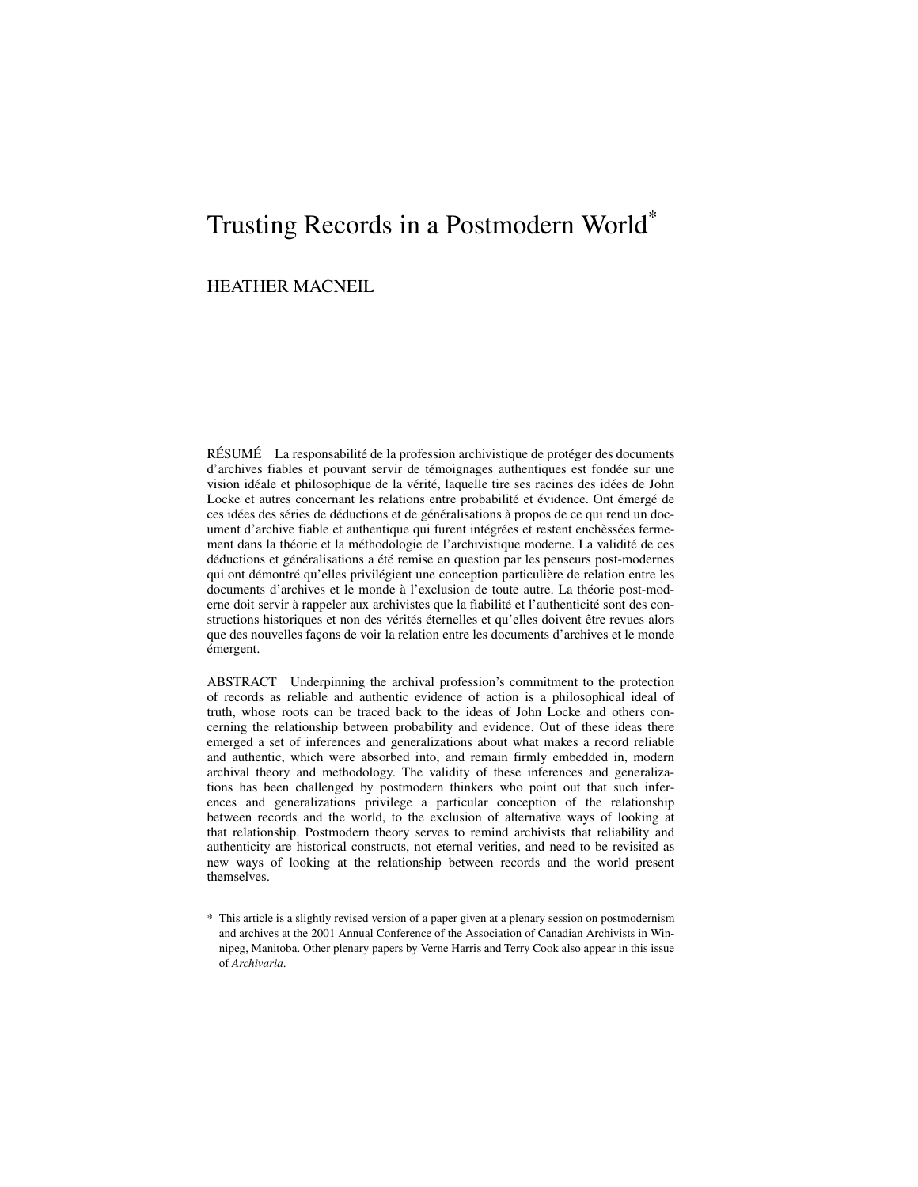# Trusting Records in a Postmodern World*

HEATHER MACNEIL

RÉSUMÉ La responsabilité de la profession archivistique de protéger des documents d'archives fiables et pouvant servir de témoignages authentiques est fondée sur une vision idéale et philosophique de la vérité, laquelle tire ses racines des idées de John Locke et autres concernant les relations entre probabilité et évidence. Ont émergé de ces idées des séries de déductions et de généralisations à propos de ce qui rend un document d'archive fiable et authentique qui furent intégrées et restent enchèssées fermement dans la théorie et la méthodologie de l'archivistique moderne. La validité de ces déductions et généralisations a été remise en question par les penseurs post-modernes qui ont démontré qu'elles privilégient une conception particulière de relation entre les documents d'archives et le monde à l'exclusion de toute autre. La théorie post-moderne doit servir à rappeler aux archivistes que la fiabilité et l'authenticité sont des constructions historiques et non des vérités éternelles et qu'elles doivent être revues alors que des nouvelles façons de voir la relation entre les documents d'archives et le monde émergent.

ABSTRACT Underpinning the archival profession's commitment to the protection of records as reliable and authentic evidence of action is a philosophical ideal of truth, whose roots can be traced back to the ideas of John Locke and others concerning the relationship between probability and evidence. Out of these ideas there emerged a set of inferences and generalizations about what makes a record reliable and authentic, which were absorbed into, and remain firmly embedded in, modern archival theory and methodology. The validity of these inferences and generalizations has been challenged by postmodern thinkers who point out that such inferences and generalizations privilege a particular conception of the relationship between records and the world, to the exclusion of alternative ways of looking at that relationship. Postmodern theory serves to remind archivists that reliability and authenticity are historical constructs, not eternal verities, and need to be revisited as new ways of looking at the relationship between records and the world present themselves.

* This article is a slightly revised version of a paper given at a plenary session on postmodernism and archives at the 2001 Annual Conference of the Association of Canadian Archivists in Winnipeg, Manitoba. Other plenary papers by Verne Harris and Terry Cook also appear in this issue of *Archivaria*.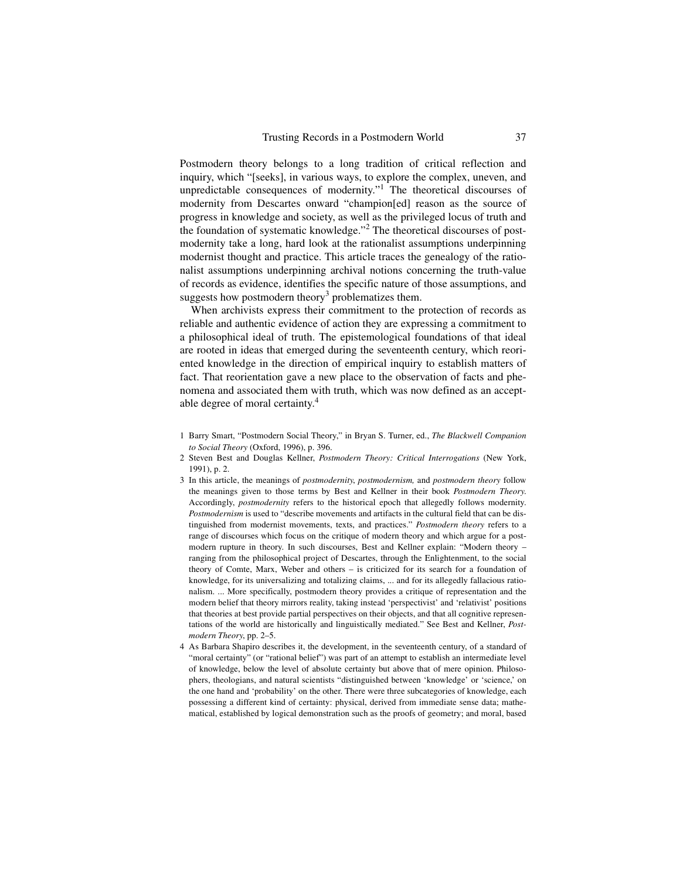Postmodern theory belongs to a long tradition of critical reflection and inquiry, which "[seeks], in various ways, to explore the complex, uneven, and unpredictable consequences of modernity."[1] The theoretical discourses of modernity from Descartes onward "champion[ed] reason as the source of progress in knowledge and society, as well as the privileged locus of truth and the foundation of systematic knowledge."[2] The theoretical discourses of postmodernity take a long, hard look at the rationalist assumptions underpinning modernist thought and practice. This article traces the genealogy of the rationalist assumptions underpinning archival notions concerning the truth-value of records as evidence, identifies the specific nature of those assumptions, and suggests how postmodern theory[3] problematizes them.

When archivists express their commitment to the protection of records as reliable and authentic evidence of action they are expressing a commitment to a philosophical ideal of truth. The epistemological foundations of that ideal are rooted in ideas that emerged during the seventeenth century, which reoriented knowledge in the direction of empirical inquiry to establish matters of fact. That reorientation gave a new place to the observation of facts and phenomena and associated them with truth, which was now defined as an acceptable degree of moral certainty.[4]

1 Barry Smart, "Postmodern Social Theory," in Bryan S. Turner, ed., *The Blackwell Companion to Social Theory* (Oxford, 1996), p. 396.

2 Steven Best and Douglas Kellner, *Postmodern Theory: Critical Interrogations* (New York, 1991), p. 2.

3 In this article, the meanings of *postmodernity*, *postmodernism,* and *postmodern theory* follow the meanings given to those terms by Best and Kellner in their book *Postmodern Theory.* Accordingly, *postmodernity* refers to the historical epoch that allegedly follows modernity. *Postmodernism* is used to "describe movements and artifacts in the cultural field that can be distinguished from modernist movements, texts, and practices." *Postmodern theory* refers to a range of discourses which focus on the critique of modern theory and which argue for a postmodern rupture in theory. In such discourses, Best and Kellner explain: "Modern theory – ranging from the philosophical project of Descartes, through the Enlightenment, to the social theory of Comte, Marx, Weber and others – is criticized for its search for a foundation of knowledge, for its universalizing and totalizing claims, ... and for its allegedly fallacious rationalism. ... More specifically, postmodern theory provides a critique of representation and the modern belief that theory mirrors reality, taking instead 'perspectivist' and 'relativist' positions that theories at best provide partial perspectives on their objects, and that all cognitive representations of the world are historically and linguistically mediated." See Best and Kellner, *Postmodern Theory*, pp. 2–5.

4 As Barbara Shapiro describes it, the development, in the seventeenth century, of a standard of "moral certainty" (or "rational belief") was part of an attempt to establish an intermediate level of knowledge, below the level of absolute certainty but above that of mere opinion. Philosophers, theologians, and natural scientists "distinguished between 'knowledge' or 'science,' on the one hand and 'probability' on the other. There were three subcategories of knowledge, each possessing a different kind of certainty: physical, derived from immediate sense data; mathematical, established by logical demonstration such as the proofs of geometry; and moral, based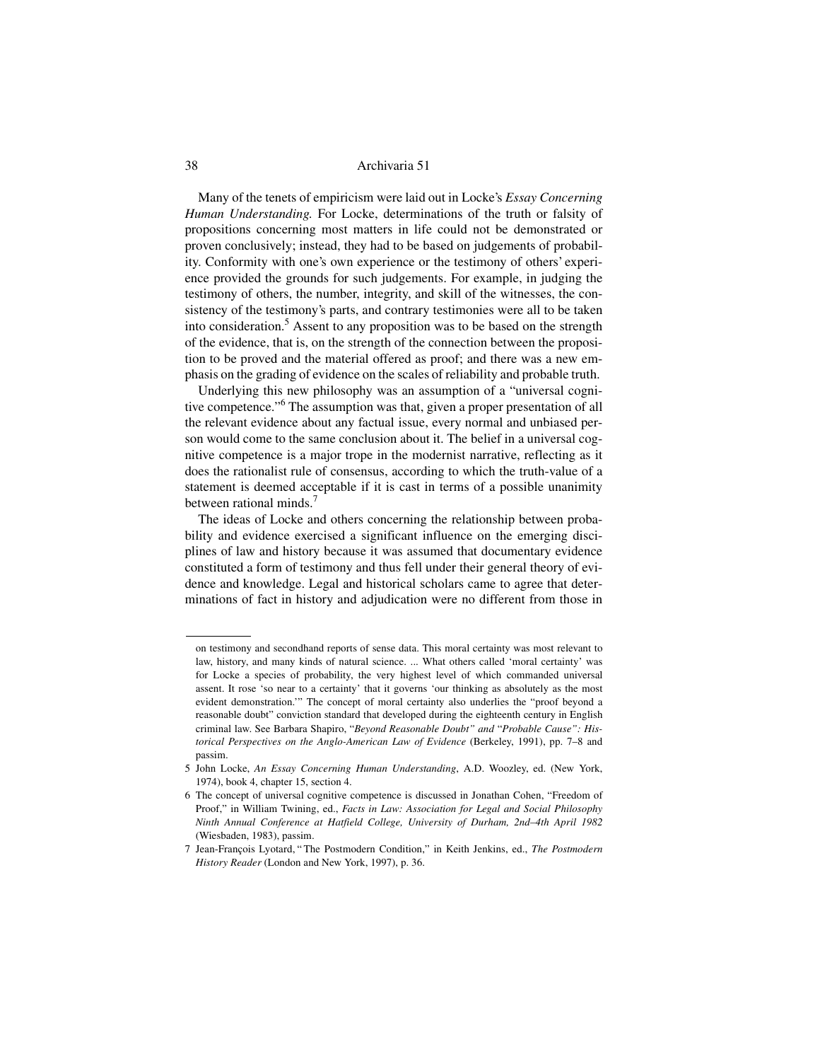Many of the tenets of empiricism were laid out in Locke's *Essay Concerning Human Understanding.* For Locke, determinations of the truth or falsity of propositions concerning most matters in life could not be demonstrated or proven conclusively; instead, they had to be based on judgements of probability. Conformity with one's own experience or the testimony of others' experience provided the grounds for such judgements. For example, in judging the testimony of others, the number, integrity, and skill of the witnesses, the consistency of the testimony's parts, and contrary testimonies were all to be taken into consideration.[5] Assent to any proposition was to be based on the strength of the evidence, that is, on the strength of the connection between the proposition to be proved and the material offered as proof; and there was a new emphasis on the grading of evidence on the scales of reliability and probable truth.

Underlying this new philosophy was an assumption of a "universal cognitive competence."[6] The assumption was that, given a proper presentation of all the relevant evidence about any factual issue, every normal and unbiased person would come to the same conclusion about it. The belief in a universal cognitive competence is a major trope in the modernist narrative, reflecting as it does the rationalist rule of consensus, according to which the truth-value of a statement is deemed acceptable if it is cast in terms of a possible unanimity between rational minds.[7]

The ideas of Locke and others concerning the relationship between probability and evidence exercised a significant influence on the emerging disciplines of law and history because it was assumed that documentary evidence constituted a form of testimony and thus fell under their general theory of evidence and knowledge. Legal and historical scholars came to agree that determinations of fact in history and adjudication were no different from those in

---

on testimony and secondhand reports of sense data. This moral certainty was most relevant to law, history, and many kinds of natural science. ... What others called 'moral certainty' was for Locke a species of probability, the very highest level of which commanded universal assent. It rose 'so near to a certainty' that it governs 'our thinking as absolutely as the most evident demonstration.'" The concept of moral certainty also underlies the "proof beyond a reasonable doubt" conviction standard that developed during the eighteenth century in English criminal law. See Barbara Shapiro, "*Beyond Reasonable Doubt" and "Probable Cause": Historical Perspectives on the Anglo-American Law of Evidence* (Berkeley, 1991), pp. 7–8 and passim.

5 John Locke, *An Essay Concerning Human Understanding*, A.D. Woozley, ed. (New York, 1974), book 4, chapter 15, section 4.

6 The concept of universal cognitive competence is discussed in Jonathan Cohen, "Freedom of Proof," in William Twining, ed., *Facts in Law: Association for Legal and Social Philosophy Ninth Annual Conference at Hatfield College, University of Durham, 2nd–4th April 1982* (Wiesbaden, 1983), passim.

7 Jean-François Lyotard, "The Postmodern Condition," in Keith Jenkins, ed., *The Postmodern History Reader* (London and New York, 1997), p. 36.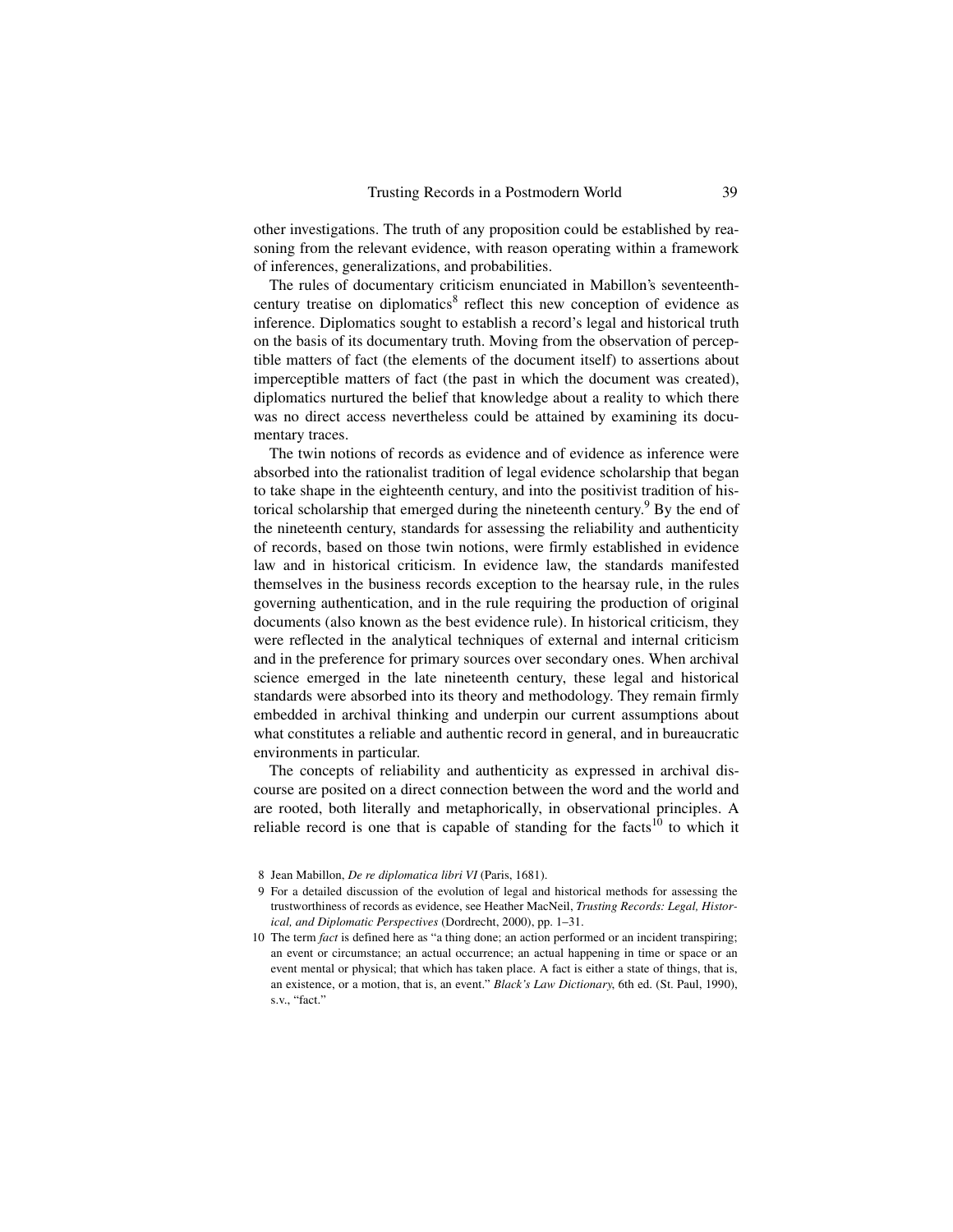other investigations. The truth of any proposition could be established by reasoning from the relevant evidence, with reason operating within a framework of inferences, generalizations, and probabilities.

The rules of documentary criticism enunciated in Mabillon's seventeenth-century treatise on diplomatics[8] reflect this new conception of evidence as inference. Diplomatics sought to establish a record's legal and historical truth on the basis of its documentary truth. Moving from the observation of perceptible matters of fact (the elements of the document itself) to assertions about imperceptible matters of fact (the past in which the document was created), diplomatics nurtured the belief that knowledge about a reality to which there was no direct access nevertheless could be attained by examining its documentary traces.

The twin notions of records as evidence and of evidence as inference were absorbed into the rationalist tradition of legal evidence scholarship that began to take shape in the eighteenth century, and into the positivist tradition of historical scholarship that emerged during the nineteenth century.[9] By the end of the nineteenth century, standards for assessing the reliability and authenticity of records, based on those twin notions, were firmly established in evidence law and in historical criticism. In evidence law, the standards manifested themselves in the business records exception to the hearsay rule, in the rules governing authentication, and in the rule requiring the production of original documents (also known as the best evidence rule). In historical criticism, they were reflected in the analytical techniques of external and internal criticism and in the preference for primary sources over secondary ones. When archival science emerged in the late nineteenth century, these legal and historical standards were absorbed into its theory and methodology. They remain firmly embedded in archival thinking and underpin our current assumptions about what constitutes a reliable and authentic record in general, and in bureaucratic environments in particular.

The concepts of reliability and authenticity as expressed in archival discourse are posited on a direct connection between the word and the world and are rooted, both literally and metaphorically, in observational principles. A reliable record is one that is capable of standing for the facts[10] to which it

8 Jean Mabillon, *De re diplomatica libri VI* (Paris, 1681).

9 For a detailed discussion of the evolution of legal and historical methods for assessing the trustworthiness of records as evidence, see Heather MacNeil, *Trusting Records: Legal, Historical, and Diplomatic Perspectives* (Dordrecht, 2000), pp. 1–31.

10 The term *fact* is defined here as "a thing done; an action performed or an incident transpiring; an event or circumstance; an actual occurrence; an actual happening in time or space or an event mental or physical; that which has taken place. A fact is either a state of things, that is, an existence, or a motion, that is, an event." *Black's Law Dictionary*, 6th ed. (St. Paul, 1990), s.v., "fact."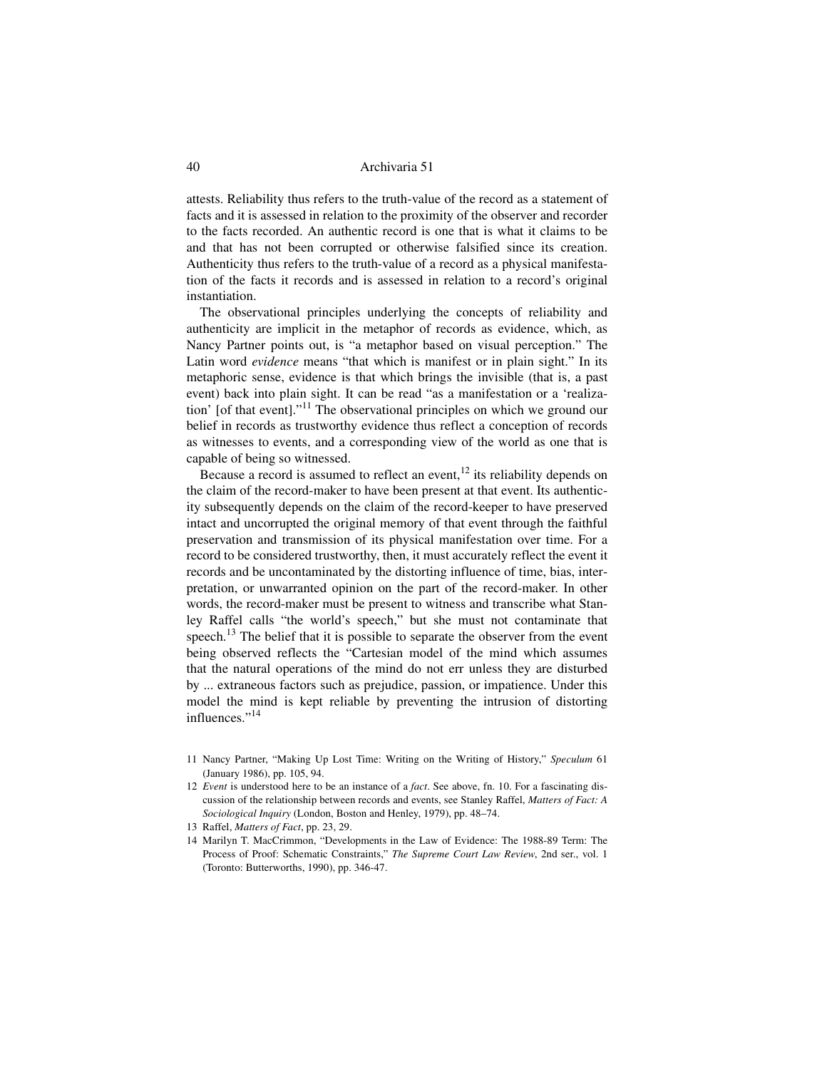attests. Reliability thus refers to the truth-value of the record as a statement of facts and it is assessed in relation to the proximity of the observer and recorder to the facts recorded. An authentic record is one that is what it claims to be and that has not been corrupted or otherwise falsified since its creation. Authenticity thus refers to the truth-value of a record as a physical manifestation of the facts it records and is assessed in relation to a record's original instantiation.

The observational principles underlying the concepts of reliability and authenticity are implicit in the metaphor of records as evidence, which, as Nancy Partner points out, is "a metaphor based on visual perception." The Latin word *evidence* means "that which is manifest or in plain sight." In its metaphoric sense, evidence is that which brings the invisible (that is, a past event) back into plain sight. It can be read "as a manifestation or a 'realization' [of that event]."[11] The observational principles on which we ground our belief in records as trustworthy evidence thus reflect a conception of records as witnesses to events, and a corresponding view of the world as one that is capable of being so witnessed.

Because a record is assumed to reflect an event,[12] its reliability depends on the claim of the record-maker to have been present at that event. Its authenticity subsequently depends on the claim of the record-keeper to have preserved intact and uncorrupted the original memory of that event through the faithful preservation and transmission of its physical manifestation over time. For a record to be considered trustworthy, then, it must accurately reflect the event it records and be uncontaminated by the distorting influence of time, bias, interpretation, or unwarranted opinion on the part of the record-maker. In other words, the record-maker must be present to witness and transcribe what Stanley Raffel calls "the world's speech," but she must not contaminate that speech.[13] The belief that it is possible to separate the observer from the event being observed reflects the "Cartesian model of the mind which assumes that the natural operations of the mind do not err unless they are disturbed by ... extraneous factors such as prejudice, passion, or impatience. Under this model the mind is kept reliable by preventing the intrusion of distorting influences."[14]

11 Nancy Partner, "Making Up Lost Time: Writing on the Writing of History," *Speculum* 61 (January 1986), pp. 105, 94.

12 *Event* is understood here to be an instance of a *fact*. See above, fn. 10. For a fascinating discussion of the relationship between records and events, see Stanley Raffel, *Matters of Fact: A Sociological Inquiry* (London, Boston and Henley, 1979), pp. 48–74.

13 Raffel, *Matters of Fact*, pp. 23, 29.

14 Marilyn T. MacCrimmon, "Developments in the Law of Evidence: The 1988-89 Term: The Process of Proof: Schematic Constraints," *The Supreme Court Law Review*, 2nd ser., vol. 1 (Toronto: Butterworths, 1990), pp. 346-47.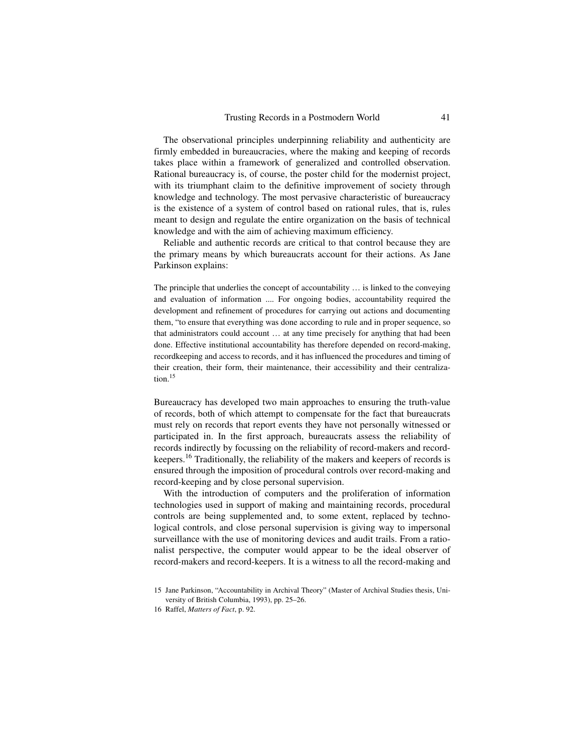The observational principles underpinning reliability and authenticity are firmly embedded in bureaucracies, where the making and keeping of records takes place within a framework of generalized and controlled observation. Rational bureaucracy is, of course, the poster child for the modernist project, with its triumphant claim to the definitive improvement of society through knowledge and technology. The most pervasive characteristic of bureaucracy is the existence of a system of control based on rational rules, that is, rules meant to design and regulate the entire organization on the basis of technical knowledge and with the aim of achieving maximum efficiency.

Reliable and authentic records are critical to that control because they are the primary means by which bureaucrats account for their actions. As Jane Parkinson explains:

> The principle that underlies the concept of accountability … is linked to the conveying and evaluation of information .... For ongoing bodies, accountability required the development and refinement of procedures for carrying out actions and documenting them, "to ensure that everything was done according to rule and in proper sequence, so that administrators could account … at any time precisely for anything that had been done. Effective institutional accountability has therefore depended on record-making, recordkeeping and access to records, and it has influenced the procedures and timing of their creation, their form, their maintenance, their accessibility and their centralization.[15]

Bureaucracy has developed two main approaches to ensuring the truth-value of records, both of which attempt to compensate for the fact that bureaucrats must rely on records that report events they have not personally witnessed or participated in. In the first approach, bureaucrats assess the reliability of records indirectly by focussing on the reliability of record-makers and record-keepers.[16] Traditionally, the reliability of the makers and keepers of records is ensured through the imposition of procedural controls over record-making and record-keeping and by close personal supervision.

With the introduction of computers and the proliferation of information technologies used in support of making and maintaining records, procedural controls are being supplemented and, to some extent, replaced by technological controls, and close personal supervision is giving way to impersonal surveillance with the use of monitoring devices and audit trails. From a rationalist perspective, the computer would appear to be the ideal observer of record-makers and record-keepers. It is a witness to all the record-making and

15 Jane Parkinson, "Accountability in Archival Theory" (Master of Archival Studies thesis, University of British Columbia, 1993), pp. 25–26.

16 Raffel, *Matters of Fact*, p. 92.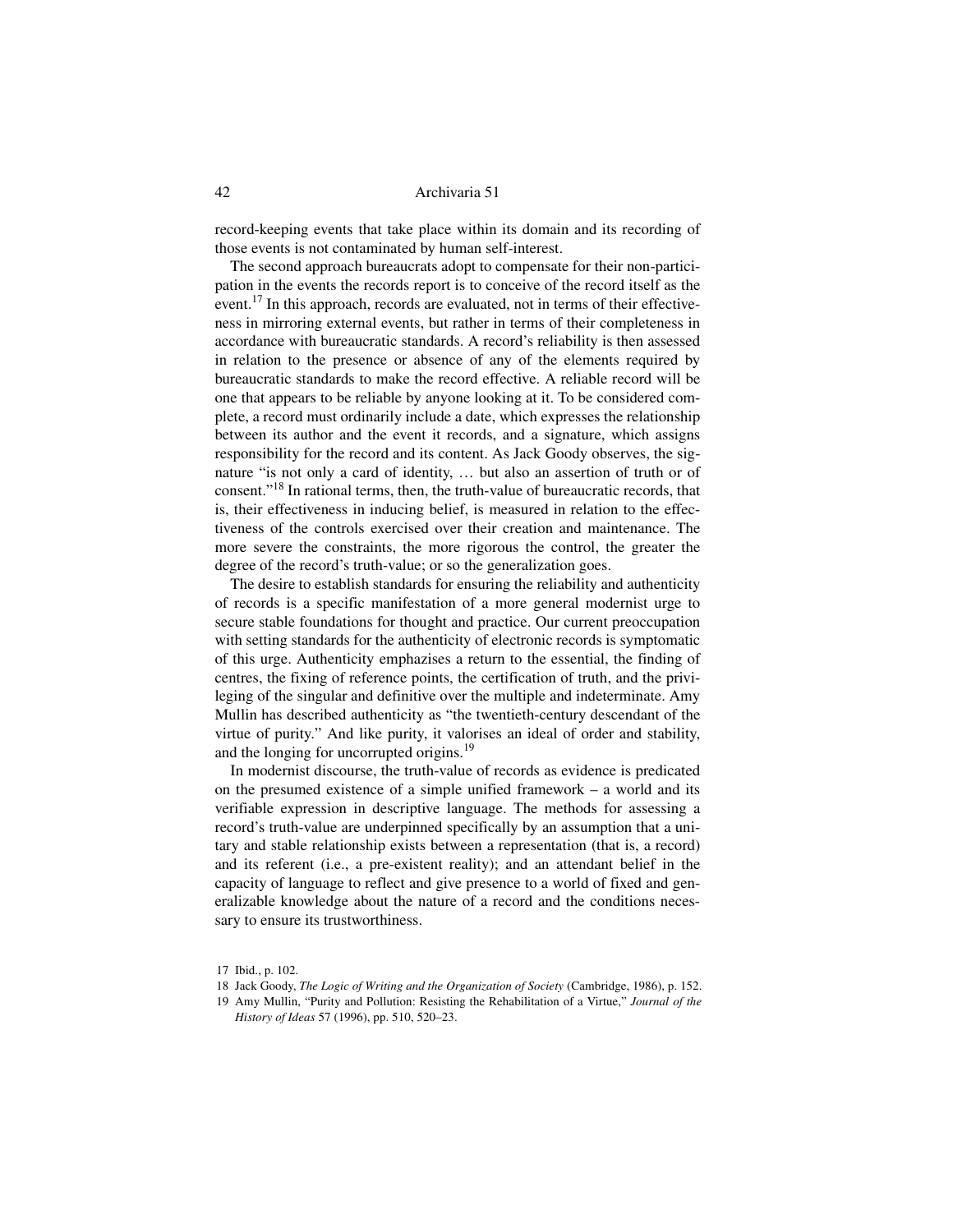record-keeping events that take place within its domain and its recording of those events is not contaminated by human self-interest.

The second approach bureaucrats adopt to compensate for their non-participation in the events the records report is to conceive of the record itself as the event.[17] In this approach, records are evaluated, not in terms of their effectiveness in mirroring external events, but rather in terms of their completeness in accordance with bureaucratic standards. A record's reliability is then assessed in relation to the presence or absence of any of the elements required by bureaucratic standards to make the record effective. A reliable record will be one that appears to be reliable by anyone looking at it. To be considered complete, a record must ordinarily include a date, which expresses the relationship between its author and the event it records, and a signature, which assigns responsibility for the record and its content. As Jack Goody observes, the signature "is not only a card of identity, … but also an assertion of truth or of consent."[18] In rational terms, then, the truth-value of bureaucratic records, that is, their effectiveness in inducing belief, is measured in relation to the effectiveness of the controls exercised over their creation and maintenance. The more severe the constraints, the more rigorous the control, the greater the degree of the record's truth-value; or so the generalization goes.

The desire to establish standards for ensuring the reliability and authenticity of records is a specific manifestation of a more general modernist urge to secure stable foundations for thought and practice. Our current preoccupation with setting standards for the authenticity of electronic records is symptomatic of this urge. Authenticity emphasizes a return to the essential, the finding of centres, the fixing of reference points, the certification of truth, and the privileging of the singular and definitive over the multiple and indeterminate. Amy Mullin has described authenticity as "the twentieth-century descendant of the virtue of purity." And like purity, it valorises an ideal of order and stability, and the longing for uncorrupted origins.[19]

In modernist discourse, the truth-value of records as evidence is predicated on the presumed existence of a simple unified framework – a world and its verifiable expression in descriptive language. The methods for assessing a record's truth-value are underpinned specifically by an assumption that a unitary and stable relationship exists between a representation (that is, a record) and its referent (i.e., a pre-existent reality); and an attendant belief in the capacity of language to reflect and give presence to a world of fixed and generalizable knowledge about the nature of a record and the conditions necessary to ensure its trustworthiness.

17 Ibid., p. 102.

18 Jack Goody, *The Logic of Writing and the Organization of Society* (Cambridge, 1986), p. 152.

19 Amy Mullin, "Purity and Pollution: Resisting the Rehabilitation of a Virtue," *Journal of the History of Ideas* 57 (1996), pp. 510, 520–23.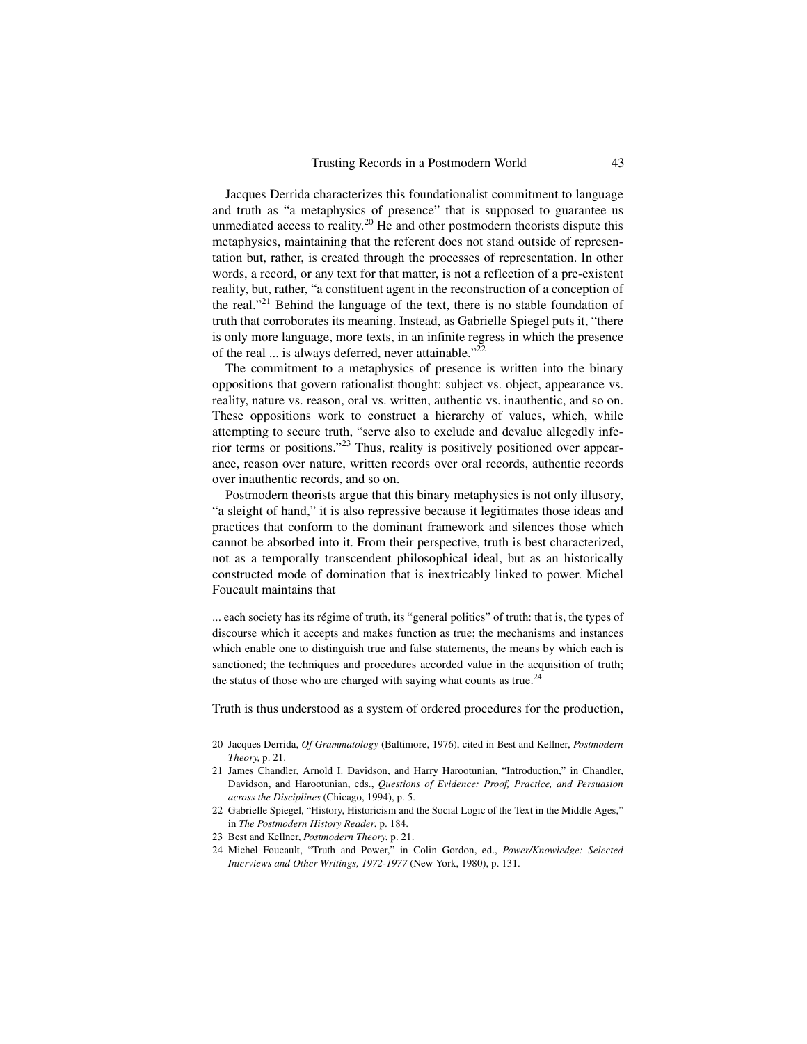Jacques Derrida characterizes this foundationalist commitment to language and truth as "a metaphysics of presence" that is supposed to guarantee us unmediated access to reality.[20] He and other postmodern theorists dispute this metaphysics, maintaining that the referent does not stand outside of representation but, rather, is created through the processes of representation. In other words, a record, or any text for that matter, is not a reflection of a pre-existent reality, but, rather, "a constituent agent in the reconstruction of a conception of the real."[21] Behind the language of the text, there is no stable foundation of truth that corroborates its meaning. Instead, as Gabrielle Spiegel puts it, "there is only more language, more texts, in an infinite regress in which the presence of the real ... is always deferred, never attainable."[22]

The commitment to a metaphysics of presence is written into the binary oppositions that govern rationalist thought: subject vs. object, appearance vs. reality, nature vs. reason, oral vs. written, authentic vs. inauthentic, and so on. These oppositions work to construct a hierarchy of values, which, while attempting to secure truth, "serve also to exclude and devalue allegedly inferior terms or positions."[23] Thus, reality is positively positioned over appearance, reason over nature, written records over oral records, authentic records over inauthentic records, and so on.

Postmodern theorists argue that this binary metaphysics is not only illusory, "a sleight of hand," it is also repressive because it legitimates those ideas and practices that conform to the dominant framework and silences those which cannot be absorbed into it. From their perspective, truth is best characterized, not as a temporally transcendent philosophical ideal, but as an historically constructed mode of domination that is inextricably linked to power. Michel Foucault maintains that

> ... each society has its régime of truth, its "general politics" of truth: that is, the types of discourse which it accepts and makes function as true; the mechanisms and instances which enable one to distinguish true and false statements, the means by which each is sanctioned; the techniques and procedures accorded value in the acquisition of truth; the status of those who are charged with saying what counts as true.[24]

Truth is thus understood as a system of ordered procedures for the production,

20 Jacques Derrida, *Of Grammatology* (Baltimore, 1976), cited in Best and Kellner, *Postmodern Theory*, p. 21.

21 James Chandler, Arnold I. Davidson, and Harry Harootunian, "Introduction," in Chandler, Davidson, and Harootunian, eds., *Questions of Evidence: Proof, Practice, and Persuasion across the Disciplines* (Chicago, 1994), p. 5.

22 Gabrielle Spiegel, "History, Historicism and the Social Logic of the Text in the Middle Ages," in *The Postmodern History Reader*, p. 184.

23 Best and Kellner, *Postmodern Theory*, p. 21.

24 Michel Foucault, "Truth and Power," in Colin Gordon, ed., *Power/Knowledge: Selected Interviews and Other Writings, 1972-1977* (New York, 1980), p. 131.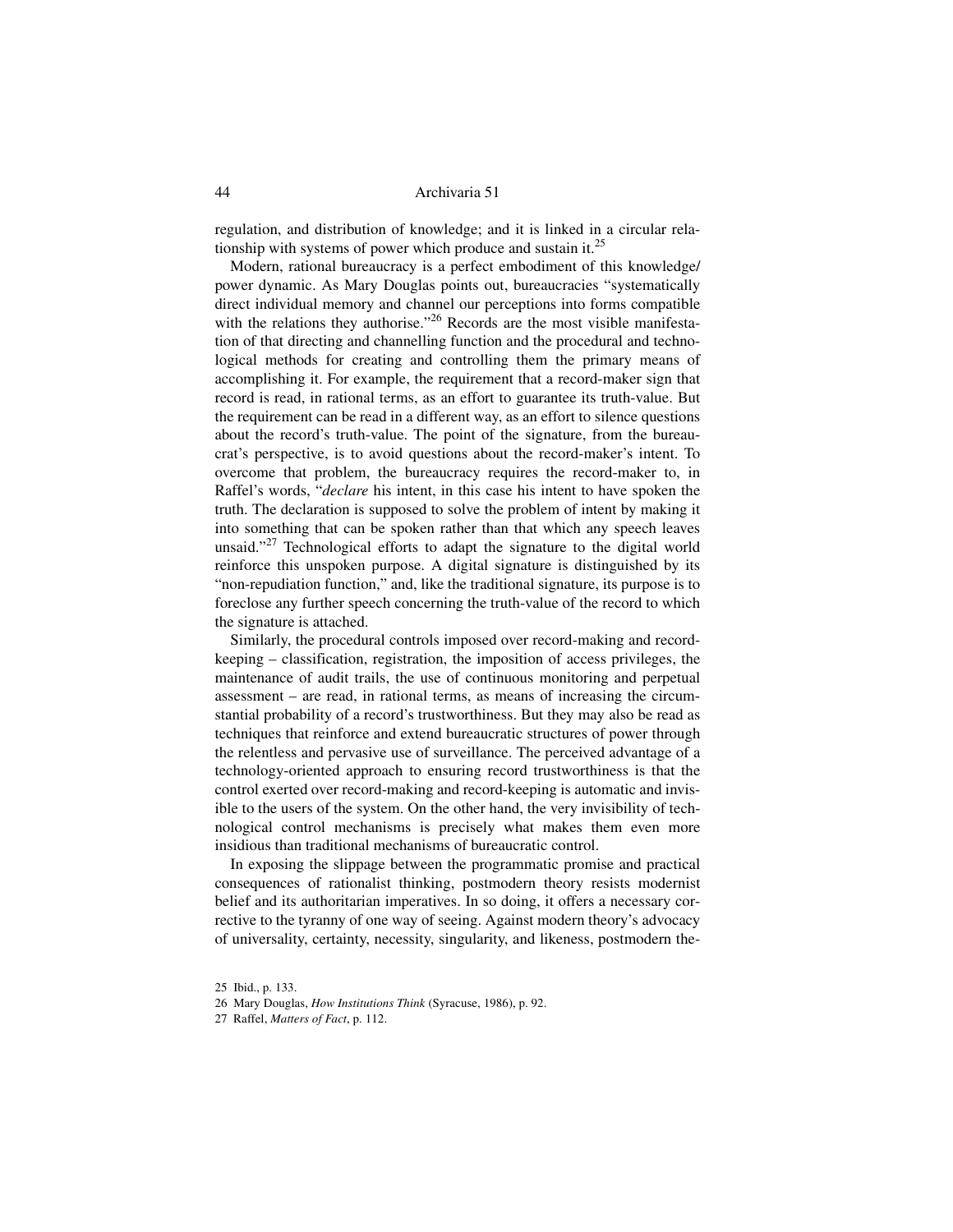regulation, and distribution of knowledge; and it is linked in a circular relationship with systems of power which produce and sustain it.[25]

Modern, rational bureaucracy is a perfect embodiment of this knowledge/power dynamic. As Mary Douglas points out, bureaucracies "systematically direct individual memory and channel our perceptions into forms compatible with the relations they authorise."[26] Records are the most visible manifestation of that directing and channelling function and the procedural and technological methods for creating and controlling them the primary means of accomplishing it. For example, the requirement that a record-maker sign that record is read, in rational terms, as an effort to guarantee its truth-value. But the requirement can be read in a different way, as an effort to silence questions about the record's truth-value. The point of the signature, from the bureaucrat's perspective, is to avoid questions about the record-maker's intent. To overcome that problem, the bureaucracy requires the record-maker to, in Raffel's words, "*declare* his intent, in this case his intent to have spoken the truth. The declaration is supposed to solve the problem of intent by making it into something that can be spoken rather than that which any speech leaves unsaid."[27] Technological efforts to adapt the signature to the digital world reinforce this unspoken purpose. A digital signature is distinguished by its "non-repudiation function," and, like the traditional signature, its purpose is to foreclose any further speech concerning the truth-value of the record to which the signature is attached.

Similarly, the procedural controls imposed over record-making and record-keeping – classification, registration, the imposition of access privileges, the maintenance of audit trails, the use of continuous monitoring and perpetual assessment – are read, in rational terms, as means of increasing the circumstantial probability of a record's trustworthiness. But they may also be read as techniques that reinforce and extend bureaucratic structures of power through the relentless and pervasive use of surveillance. The perceived advantage of a technology-oriented approach to ensuring record trustworthiness is that the control exerted over record-making and record-keeping is automatic and invisible to the users of the system. On the other hand, the very invisibility of technological control mechanisms is precisely what makes them even more insidious than traditional mechanisms of bureaucratic control.

In exposing the slippage between the programmatic promise and practical consequences of rationalist thinking, postmodern theory resists modernist belief and its authoritarian imperatives. In so doing, it offers a necessary corrective to the tyranny of one way of seeing. Against modern theory's advocacy of universality, certainty, necessity, singularity, and likeness, postmodern the-

25 Ibid., p. 133.

26 Mary Douglas, *How Institutions Think* (Syracuse, 1986), p. 92.

27 Raffel, *Matters of Fact*, p. 112.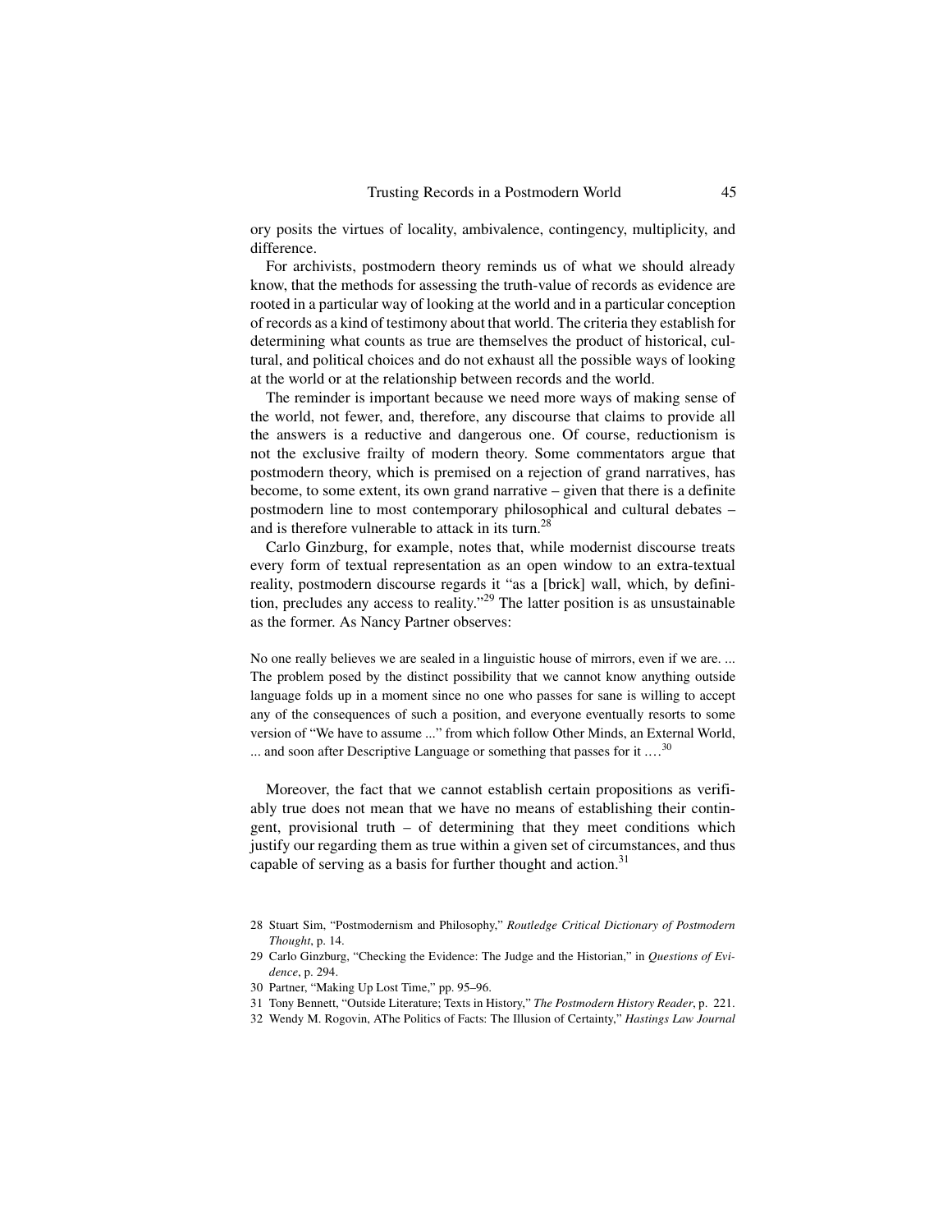ory posits the virtues of locality, ambivalence, contingency, multiplicity, and difference.

For archivists, postmodern theory reminds us of what we should already know, that the methods for assessing the truth-value of records as evidence are rooted in a particular way of looking at the world and in a particular conception of records as a kind of testimony about that world. The criteria they establish for determining what counts as true are themselves the product of historical, cultural, and political choices and do not exhaust all the possible ways of looking at the world or at the relationship between records and the world.

The reminder is important because we need more ways of making sense of the world, not fewer, and, therefore, any discourse that claims to provide all the answers is a reductive and dangerous one. Of course, reductionism is not the exclusive frailty of modern theory. Some commentators argue that postmodern theory, which is premised on a rejection of grand narratives, has become, to some extent, its own grand narrative – given that there is a definite postmodern line to most contemporary philosophical and cultural debates – and is therefore vulnerable to attack in its turn.[28]

Carlo Ginzburg, for example, notes that, while modernist discourse treats every form of textual representation as an open window to an extra-textual reality, postmodern discourse regards it "as a [brick] wall, which, by definition, precludes any access to reality."[29] The latter position is as unsustainable as the former. As Nancy Partner observes:

> No one really believes we are sealed in a linguistic house of mirrors, even if we are. ... The problem posed by the distinct possibility that we cannot know anything outside language folds up in a moment since no one who passes for sane is willing to accept any of the consequences of such a position, and everyone eventually resorts to some version of "We have to assume ..." from which follow Other Minds, an External World, ... and soon after Descriptive Language or something that passes for it ....[30]

Moreover, the fact that we cannot establish certain propositions as verifiably true does not mean that we have no means of establishing their contingent, provisional truth – of determining that they meet conditions which justify our regarding them as true within a given set of circumstances, and thus capable of serving as a basis for further thought and action.[31]

---

28 Stuart Sim, "Postmodernism and Philosophy," *Routledge Critical Dictionary of Postmodern Thought*, p. 14.

29 Carlo Ginzburg, "Checking the Evidence: The Judge and the Historian," in *Questions of Evidence*, p. 294.

30 Partner, "Making Up Lost Time," pp. 95–96.

31 Tony Bennett, "Outside Literature; Texts in History," *The Postmodern History Reader*, p. 221.

32 Wendy M. Rogovin, AThe Politics of Facts: The Illusion of Certainty," *Hastings Law Journal*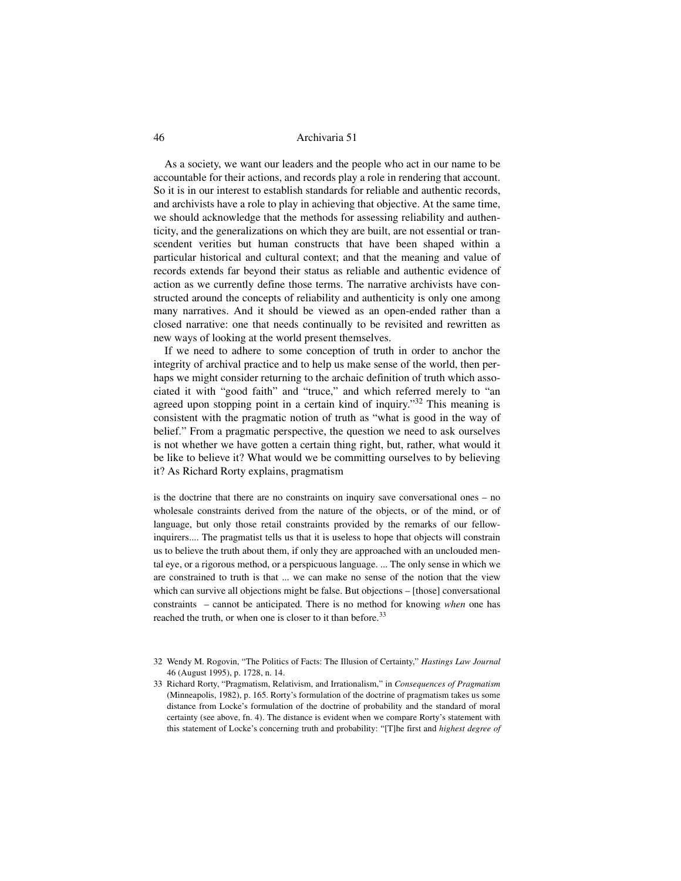As a society, we want our leaders and the people who act in our name to be accountable for their actions, and records play a role in rendering that account. So it is in our interest to establish standards for reliable and authentic records, and archivists have a role to play in achieving that objective. At the same time, we should acknowledge that the methods for assessing reliability and authenticity, and the generalizations on which they are built, are not essential or transcendent verities but human constructs that have been shaped within a particular historical and cultural context; and that the meaning and value of records extends far beyond their status as reliable and authentic evidence of action as we currently define those terms. The narrative archivists have constructed around the concepts of reliability and authenticity is only one among many narratives. And it should be viewed as an open-ended rather than a closed narrative: one that needs continually to be revisited and rewritten as new ways of looking at the world present themselves.

If we need to adhere to some conception of truth in order to anchor the integrity of archival practice and to help us make sense of the world, then perhaps we might consider returning to the archaic definition of truth which associated it with "good faith" and "truce," and which referred merely to "an agreed upon stopping point in a certain kind of inquiry."[32] This meaning is consistent with the pragmatic notion of truth as "what is good in the way of belief." From a pragmatic perspective, the question we need to ask ourselves is not whether we have gotten a certain thing right, but, rather, what would it be like to believe it? What would we be committing ourselves to by believing it? As Richard Rorty explains, pragmatism

> is the doctrine that there are no constraints on inquiry save conversational ones – no wholesale constraints derived from the nature of the objects, or of the mind, or of language, but only those retail constraints provided by the remarks of our fellow-inquirers.... The pragmatist tells us that it is useless to hope that objects will constrain us to believe the truth about them, if only they are approached with an unclouded mental eye, or a rigorous method, or a perspicuous language. ... The only sense in which we are constrained to truth is that ... we can make no sense of the notion that the view which can survive all objections might be false. But objections – [those] conversational constraints – cannot be anticipated. There is no method for knowing *when* one has reached the truth, or when one is closer to it than before.[33]

32 Wendy M. Rogovin, "The Politics of Facts: The Illusion of Certainty," *Hastings Law Journal* 46 (August 1995), p. 1728, n. 14.

33 Richard Rorty, "Pragmatism, Relativism, and Irrationalism," in *Consequences of Pragmatism* (Minneapolis, 1982), p. 165. Rorty's formulation of the doctrine of pragmatism takes us some distance from Locke's formulation of the doctrine of probability and the standard of moral certainty (see above, fn. 4). The distance is evident when we compare Rorty's statement with this statement of Locke's concerning truth and probability: "[T]he first and *highest degree of*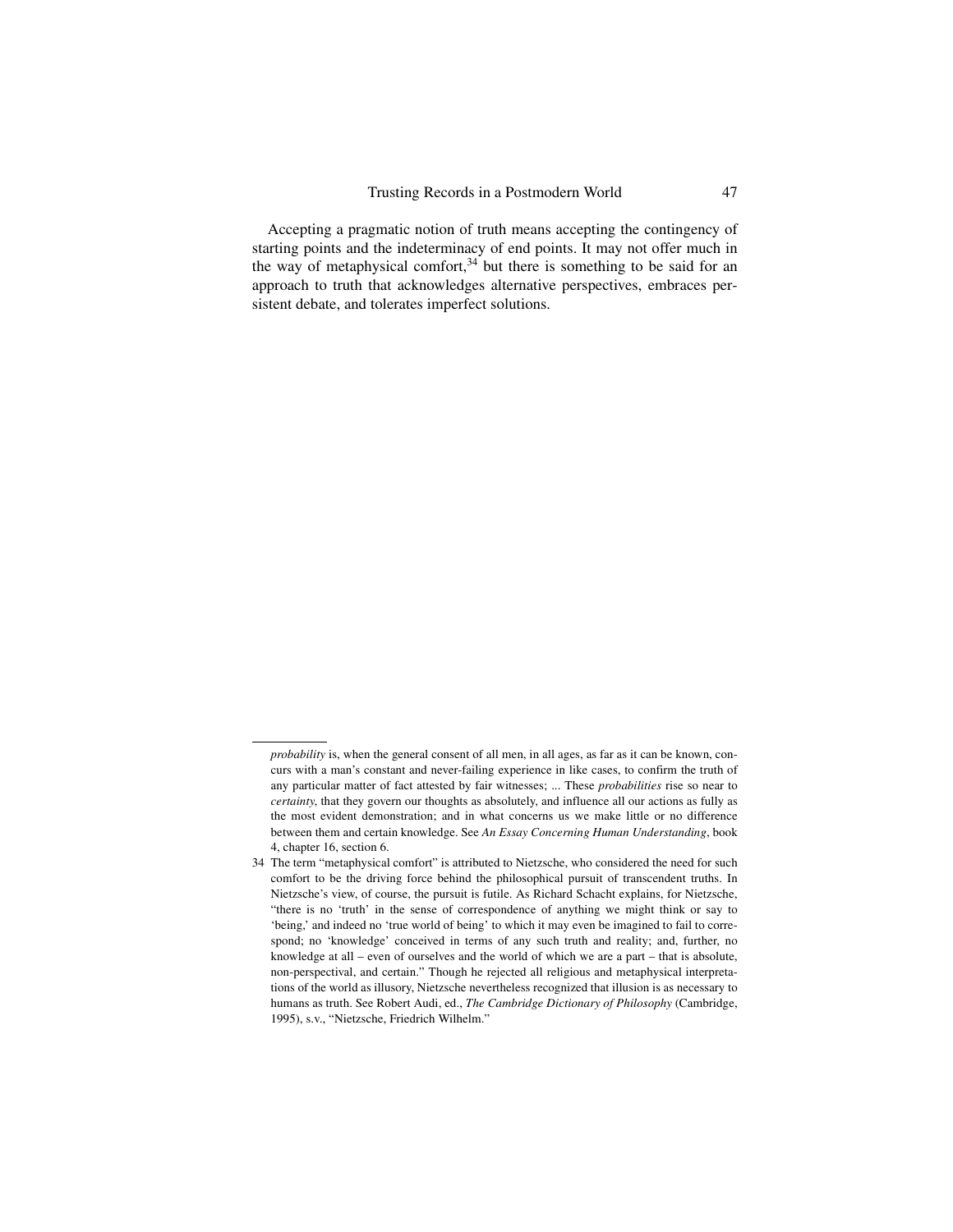Accepting a pragmatic notion of truth means accepting the contingency of starting points and the indeterminacy of end points. It may not offer much in the way of metaphysical comfort,[34] but there is something to be said for an approach to truth that acknowledges alternative perspectives, embraces persistent debate, and tolerates imperfect solutions.

---

*probability* is, when the general consent of all men, in all ages, as far as it can be known, concurs with a man's constant and never-failing experience in like cases, to confirm the truth of any particular matter of fact attested by fair witnesses; ... These *probabilities* rise so near to *certainty*, that they govern our thoughts as absolutely, and influence all our actions as fully as the most evident demonstration; and in what concerns us we make little or no difference between them and certain knowledge. See *An Essay Concerning Human Understanding*, book 4, chapter 16, section 6.

34 The term "metaphysical comfort" is attributed to Nietzsche, who considered the need for such comfort to be the driving force behind the philosophical pursuit of transcendent truths. In Nietzsche's view, of course, the pursuit is futile. As Richard Schacht explains, for Nietzsche, "there is no 'truth' in the sense of correspondence of anything we might think or say to 'being,' and indeed no 'true world of being' to which it may even be imagined to fail to correspond; no 'knowledge' conceived in terms of any such truth and reality; and, further, no knowledge at all – even of ourselves and the world of which we are a part – that is absolute, non-perspectival, and certain." Though he rejected all religious and metaphysical interpretations of the world as illusory, Nietzsche nevertheless recognized that illusion is as necessary to humans as truth. See Robert Audi, ed., *The Cambridge Dictionary of Philosophy* (Cambridge, 1995), s.v., "Nietzsche, Friedrich Wilhelm."